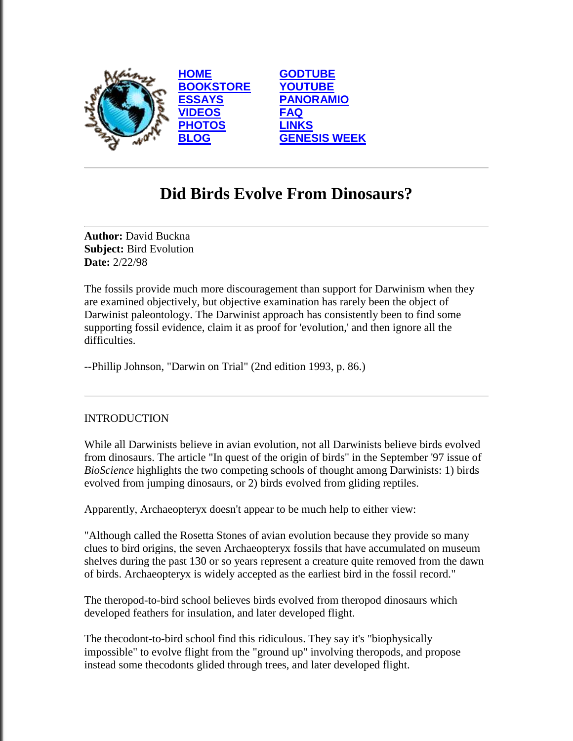HOME
BOOKSTORE
ESSAYS
VIDEOS
PHOTOS
BLOG

GODTUBE
YOUTUBE
PANORAMIO
FAQ
LINKS
GENESIS WEEK

---

# Did Birds Evolve From Dinosaurs?

---

**Author:** David Buckna
**Subject:** Bird Evolution
**Date:** 2/22/98

The fossils provide much more discouragement than support for Darwinism when they are examined objectively, but objective examination has rarely been the object of Darwinist paleontology. The Darwinist approach has consistently been to find some supporting fossil evidence, claim it as proof for 'evolution,' and then ignore all the difficulties.

--Phillip Johnson, "Darwin on Trial" (2nd edition 1993, p. 86.)

---

INTRODUCTION

While all Darwinists believe in avian evolution, not all Darwinists believe birds evolved from dinosaurs. The article "In quest of the origin of birds" in the September '97 issue of *BioScience* highlights the two competing schools of thought among Darwinists: 1) birds evolved from jumping dinosaurs, or 2) birds evolved from gliding reptiles.

Apparently, Archaeopteryx doesn't appear to be much help to either view:

"Although called the Rosetta Stones of avian evolution because they provide so many clues to bird origins, the seven Archaeopteryx fossils that have accumulated on museum shelves during the past 130 or so years represent a creature quite removed from the dawn of birds. Archaeopteryx is widely accepted as the earliest bird in the fossil record."

The theropod-to-bird school believes birds evolved from theropod dinosaurs which developed feathers for insulation, and later developed flight.

The thecodont-to-bird school find this ridiculous. They say it's "biophysically impossible" to evolve flight from the "ground up" involving theropods, and propose instead some thecodonts glided through trees, and later developed flight.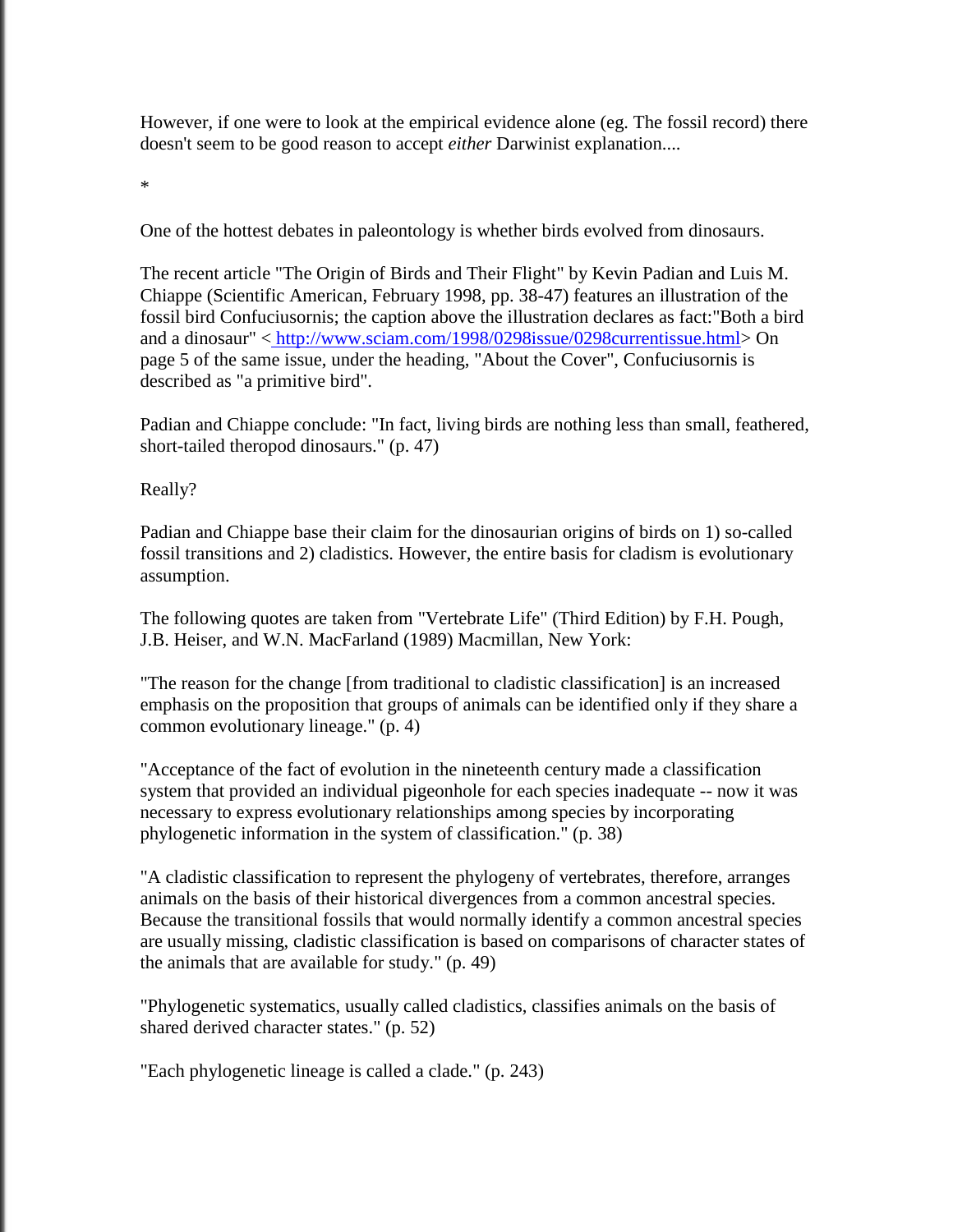However, if one were to look at the empirical evidence alone (eg. The fossil record) there doesn't seem to be good reason to accept *either* Darwinist explanation....

*

One of the hottest debates in paleontology is whether birds evolved from dinosaurs.

The recent article "The Origin of Birds and Their Flight" by Kevin Padian and Luis M. Chiappe (Scientific American, February 1998, pp. 38-47) features an illustration of the fossil bird Confuciusornis; the caption above the illustration declares as fact:"Both a bird and a dinosaur" < [http://www.sciam.com/1998/0298issue/0298currentissue.html](http://www.sciam.com/1998/0298issue/0298currentissue.html)> On page 5 of the same issue, under the heading, "About the Cover", Confuciusornis is described as "a primitive bird".

Padian and Chiappe conclude: "In fact, living birds are nothing less than small, feathered, short-tailed theropod dinosaurs." (p. 47)

Really?

Padian and Chiappe base their claim for the dinosaurian origins of birds on 1) so-called fossil transitions and 2) cladistics. However, the entire basis for cladism is evolutionary assumption.

The following quotes are taken from "Vertebrate Life" (Third Edition) by F.H. Pough, J.B. Heiser, and W.N. MacFarland (1989) Macmillan, New York:

"The reason for the change [from traditional to cladistic classification] is an increased emphasis on the proposition that groups of animals can be identified only if they share a common evolutionary lineage." (p. 4)

"Acceptance of the fact of evolution in the nineteenth century made a classification system that provided an individual pigeonhole for each species inadequate -- now it was necessary to express evolutionary relationships among species by incorporating phylogenetic information in the system of classification." (p. 38)

"A cladistic classification to represent the phylogeny of vertebrates, therefore, arranges animals on the basis of their historical divergences from a common ancestral species. Because the transitional fossils that would normally identify a common ancestral species are usually missing, cladistic classification is based on comparisons of character states of the animals that are available for study." (p. 49)

"Phylogenetic systematics, usually called cladistics, classifies animals on the basis of shared derived character states." (p. 52)

"Each phylogenetic lineage is called a clade." (p. 243)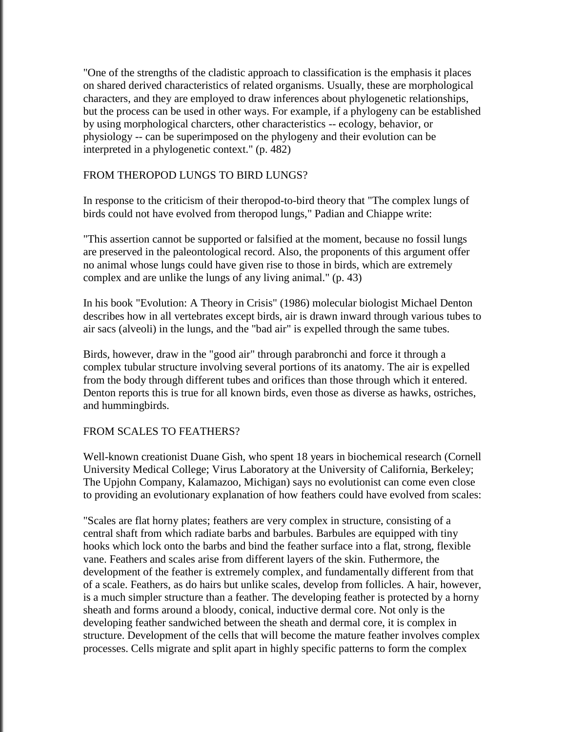"One of the strengths of the cladistic approach to classification is the emphasis it places on shared derived characteristics of related organisms. Usually, these are morphological characters, and they are employed to draw inferences about phylogenetic relationships, but the process can be used in other ways. For example, if a phylogeny can be established by using morphological charcters, other characteristics -- ecology, behavior, or physiology -- can be superimposed on the phylogeny and their evolution can be interpreted in a phylogenetic context." (p. 482)

## FROM THEROPOD LUNGS TO BIRD LUNGS?

In response to the criticism of their theropod-to-bird theory that "The complex lungs of birds could not have evolved from theropod lungs," Padian and Chiappe write:

"This assertion cannot be supported or falsified at the moment, because no fossil lungs are preserved in the paleontological record. Also, the proponents of this argument offer no animal whose lungs could have given rise to those in birds, which are extremely complex and are unlike the lungs of any living animal." (p. 43)

In his book "Evolution: A Theory in Crisis" (1986) molecular biologist Michael Denton describes how in all vertebrates except birds, air is drawn inward through various tubes to air sacs (alveoli) in the lungs, and the "bad air" is expelled through the same tubes.

Birds, however, draw in the "good air" through parabronchi and force it through a complex tubular structure involving several portions of its anatomy. The air is expelled from the body through different tubes and orifices than those through which it entered. Denton reports this is true for all known birds, even those as diverse as hawks, ostriches, and hummingbirds.

## FROM SCALES TO FEATHERS?

Well-known creationist Duane Gish, who spent 18 years in biochemical research (Cornell University Medical College; Virus Laboratory at the University of California, Berkeley; The Upjohn Company, Kalamazoo, Michigan) says no evolutionist can come even close to providing an evolutionary explanation of how feathers could have evolved from scales:

"Scales are flat horny plates; feathers are very complex in structure, consisting of a central shaft from which radiate barbs and barbules. Barbules are equipped with tiny hooks which lock onto the barbs and bind the feather surface into a flat, strong, flexible vane. Feathers and scales arise from different layers of the skin. Futhermore, the development of the feather is extremely complex, and fundamentally different from that of a scale. Feathers, as do hairs but unlike scales, develop from follicles. A hair, however, is a much simpler structure than a feather. The developing feather is protected by a horny sheath and forms around a bloody, conical, inductive dermal core. Not only is the developing feather sandwiched between the sheath and dermal core, it is complex in structure. Development of the cells that will become the mature feather involves complex processes. Cells migrate and split apart in highly specific patterns to form the complex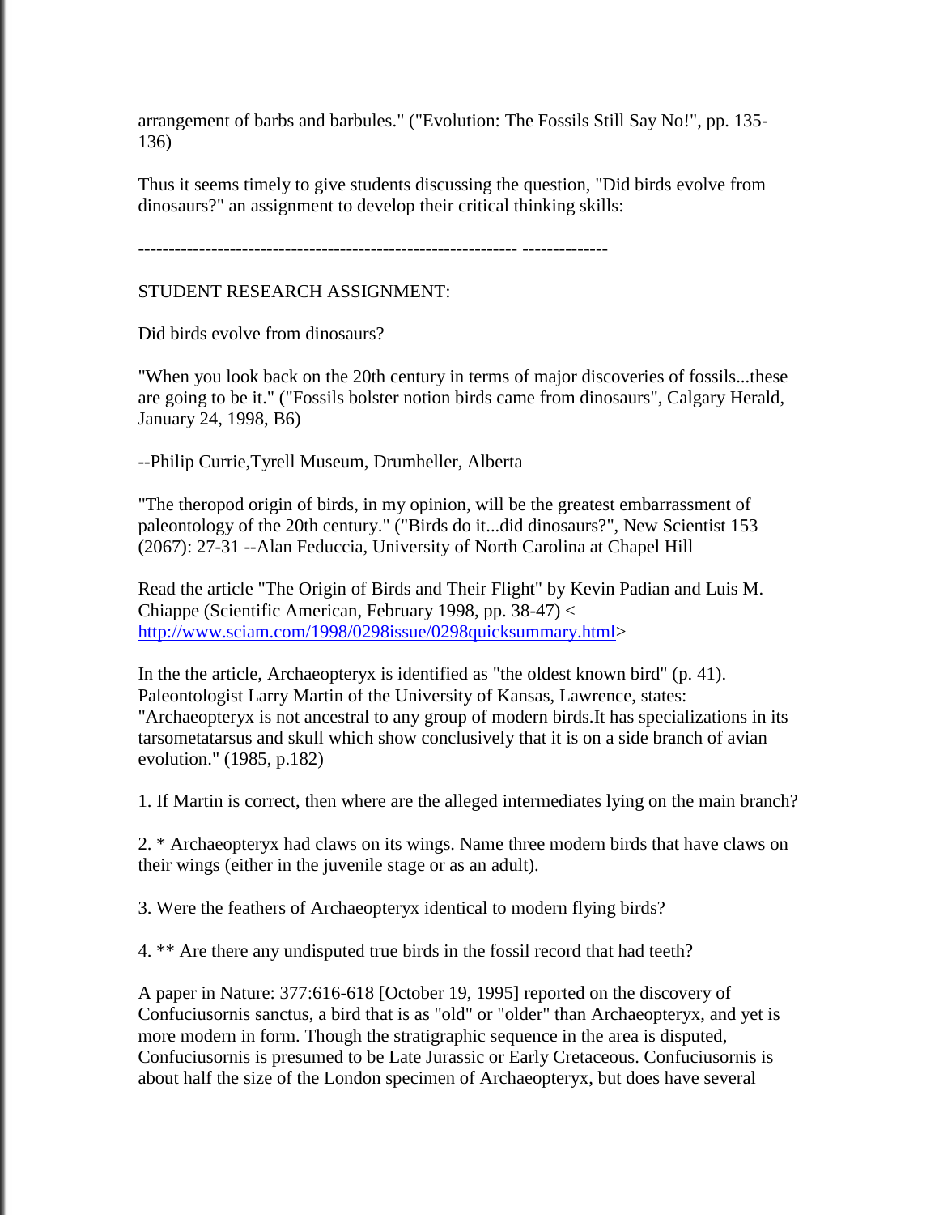arrangement of barbs and barbules." ("Evolution: The Fossils Still Say No!", pp. 135-136)

Thus it seems timely to give students discussing the question, "Did birds evolve from dinosaurs?" an assignment to develop their critical thinking skills:

------------------------------------------------------------- --------------

STUDENT RESEARCH ASSIGNMENT:

Did birds evolve from dinosaurs?

"When you look back on the 20th century in terms of major discoveries of fossils...these are going to be it." ("Fossils bolster notion birds came from dinosaurs", Calgary Herald, January 24, 1998, B6)

--Philip Currie,Tyrell Museum, Drumheller, Alberta

"The theropod origin of birds, in my opinion, will be the greatest embarrassment of paleontology of the 20th century." ("Birds do it...did dinosaurs?", New Scientist 153 (2067): 27-31 --Alan Feduccia, University of North Carolina at Chapel Hill

Read the article "The Origin of Birds and Their Flight" by Kevin Padian and Luis M. Chiappe (Scientific American, February 1998, pp. 38-47) < [http://www.sciam.com/1998/0298issue/0298quicksummary.html](http://www.sciam.com/1998/0298issue/0298quicksummary.html)>

In the the article, Archaeopteryx is identified as "the oldest known bird" (p. 41). Paleontologist Larry Martin of the University of Kansas, Lawrence, states: "Archaeopteryx is not ancestral to any group of modern birds.It has specializations in its tarsometatarsus and skull which show conclusively that it is on a side branch of avian evolution." (1985, p.182)

1. If Martin is correct, then where are the alleged intermediates lying on the main branch?

2. * Archaeopteryx had claws on its wings. Name three modern birds that have claws on their wings (either in the juvenile stage or as an adult).

3. Were the feathers of Archaeopteryx identical to modern flying birds?

4. ** Are there any undisputed true birds in the fossil record that had teeth?

A paper in Nature: 377:616-618 [October 19, 1995] reported on the discovery of Confuciusornis sanctus, a bird that is as "old" or "older" than Archaeopteryx, and yet is more modern in form. Though the stratigraphic sequence in the area is disputed, Confuciusornis is presumed to be Late Jurassic or Early Cretaceous. Confuciusornis is about half the size of the London specimen of Archaeopteryx, but does have several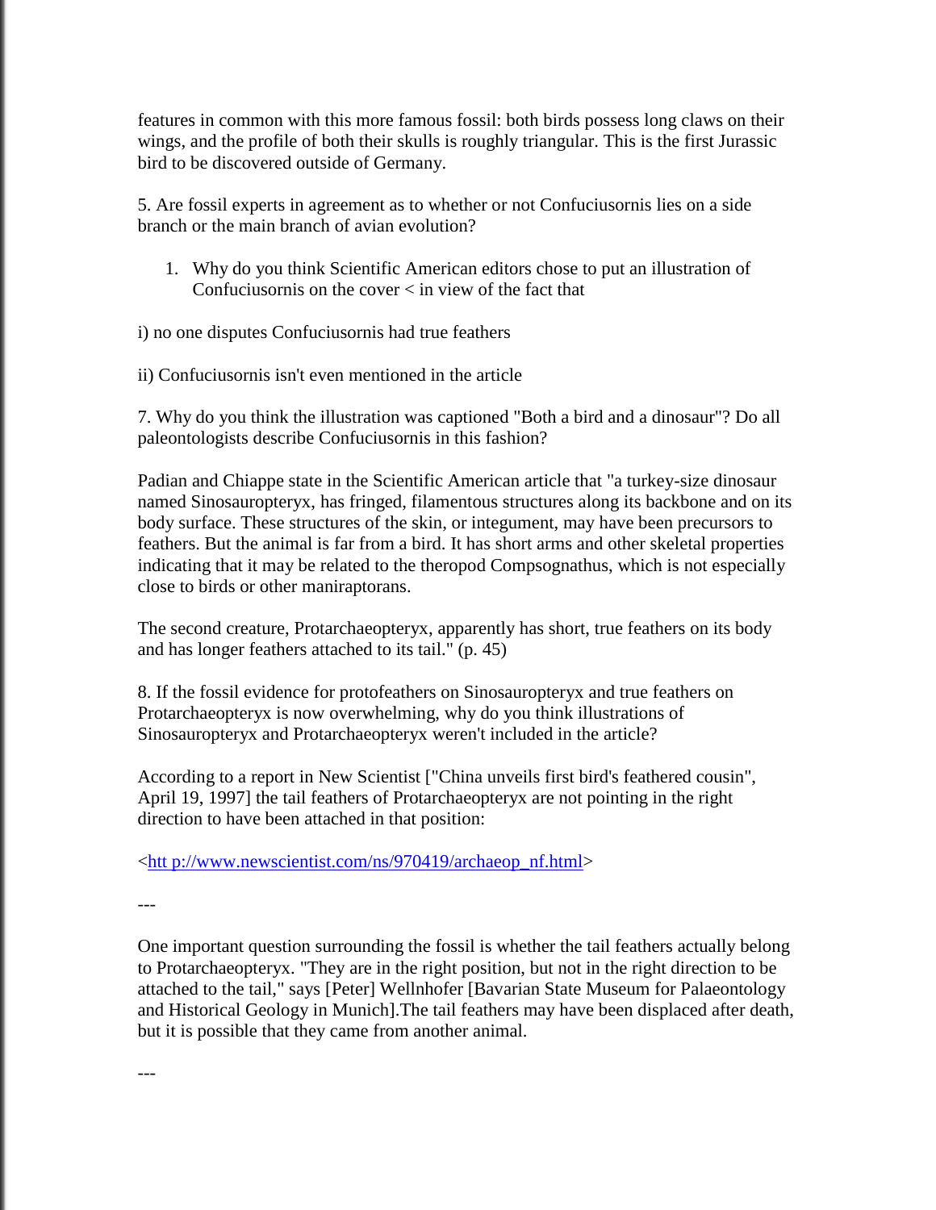features in common with this more famous fossil: both birds possess long claws on their wings, and the profile of both their skulls is roughly triangular. This is the first Jurassic bird to be discovered outside of Germany.

5. Are fossil experts in agreement as to whether or not Confuciusornis lies on a side branch or the main branch of avian evolution?

1. Why do you think Scientific American editors chose to put an illustration of Confuciusornis on the cover < in view of the fact that

i) no one disputes Confuciusornis had true feathers

ii) Confuciusornis isn't even mentioned in the article

7. Why do you think the illustration was captioned "Both a bird and a dinosaur"? Do all paleontologists describe Confuciusornis in this fashion?

Padian and Chiappe state in the Scientific American article that "a turkey-size dinosaur named Sinosauropteryx, has fringed, filamentous structures along its backbone and on its body surface. These structures of the skin, or integument, may have been precursors to feathers. But the animal is far from a bird. It has short arms and other skeletal properties indicating that it may be related to the theropod Compsognathus, which is not especially close to birds or other maniraptorans.

The second creature, Protarchaeopteryx, apparently has short, true feathers on its body and has longer feathers attached to its tail." (p. 45)

8. If the fossil evidence for protofeathers on Sinosauropteryx and true feathers on Protarchaeopteryx is now overwhelming, why do you think illustrations of Sinosauropteryx and Protarchaeopteryx weren't included in the article?

According to a report in New Scientist ["China unveils first bird's feathered cousin", April 19, 1997] the tail feathers of Protarchaeopteryx are not pointing in the right direction to have been attached in that position:

<htt p://www.newscientist.com/ns/970419/archaeop_nf.html>

---

One important question surrounding the fossil is whether the tail feathers actually belong to Protarchaeopteryx. "They are in the right position, but not in the right direction to be attached to the tail," says [Peter] Wellnhofer [Bavarian State Museum for Palaeontology and Historical Geology in Munich].The tail feathers may have been displaced after death, but it is possible that they came from another animal.

---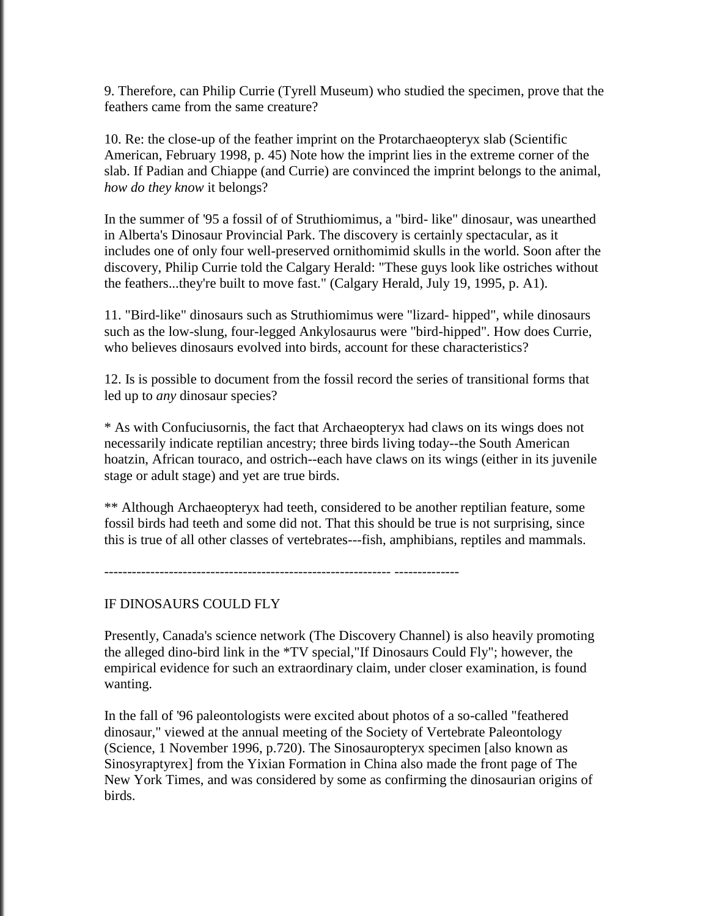9. Therefore, can Philip Currie (Tyrell Museum) who studied the specimen, prove that the feathers came from the same creature?

10. Re: the close-up of the feather imprint on the Protarchaeopteryx slab (Scientific American, February 1998, p. 45) Note how the imprint lies in the extreme corner of the slab. If Padian and Chiappe (and Currie) are convinced the imprint belongs to the animal, *how do they know* it belongs?

In the summer of '95 a fossil of of Struthiomimus, a "bird- like" dinosaur, was unearthed in Alberta's Dinosaur Provincial Park. The discovery is certainly spectacular, as it includes one of only four well-preserved ornithomimid skulls in the world. Soon after the discovery, Philip Currie told the Calgary Herald: "These guys look like ostriches without the feathers...they're built to move fast." (Calgary Herald, July 19, 1995, p. A1).

11. "Bird-like" dinosaurs such as Struthiomimus were "lizard- hipped", while dinosaurs such as the low-slung, four-legged Ankylosaurus were "bird-hipped". How does Currie, who believes dinosaurs evolved into birds, account for these characteristics?

12. Is is possible to document from the fossil record the series of transitional forms that led up to *any* dinosaur species?

* As with Confuciusornis, the fact that Archaeopteryx had claws on its wings does not necessarily indicate reptilian ancestry; three birds living today--the South American hoatzin, African touraco, and ostrich--each have claws on its wings (either in its juvenile stage or adult stage) and yet are true birds.

** Although Archaeopteryx had teeth, considered to be another reptilian feature, some fossil birds had teeth and some did not. That this should be true is not surprising, since this is true of all other classes of vertebrates---fish, amphibians, reptiles and mammals.

-------------------------------------------------------------- --------------

IF DINOSAURS COULD FLY

Presently, Canada's science network (The Discovery Channel) is also heavily promoting the alleged dino-bird link in the *TV special,"If Dinosaurs Could Fly"; however, the empirical evidence for such an extraordinary claim, under closer examination, is found wanting.

In the fall of '96 paleontologists were excited about photos of a so-called "feathered dinosaur," viewed at the annual meeting of the Society of Vertebrate Paleontology (Science, 1 November 1996, p.720). The Sinosauropteryx specimen [also known as Sinosyraptyrex] from the Yixian Formation in China also made the front page of The New York Times, and was considered by some as confirming the dinosaurian origins of birds.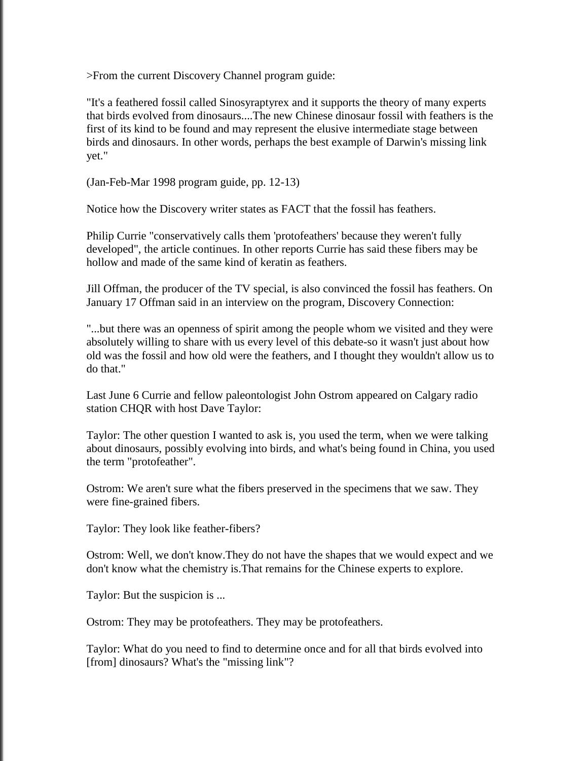>From the current Discovery Channel program guide:

"It's a feathered fossil called Sinosyraptyrex and it supports the theory of many experts that birds evolved from dinosaurs....The new Chinese dinosaur fossil with feathers is the first of its kind to be found and may represent the elusive intermediate stage between birds and dinosaurs. In other words, perhaps the best example of Darwin's missing link yet."

(Jan-Feb-Mar 1998 program guide, pp. 12-13)

Notice how the Discovery writer states as FACT that the fossil has feathers.

Philip Currie "conservatively calls them 'protofeathers' because they weren't fully developed", the article continues. In other reports Currie has said these fibers may be hollow and made of the same kind of keratin as feathers.

Jill Offman, the producer of the TV special, is also convinced the fossil has feathers. On January 17 Offman said in an interview on the program, Discovery Connection:

"...but there was an openness of spirit among the people whom we visited and they were absolutely willing to share with us every level of this debate-so it wasn't just about how old was the fossil and how old were the feathers, and I thought they wouldn't allow us to do that."

Last June 6 Currie and fellow paleontologist John Ostrom appeared on Calgary radio station CHQR with host Dave Taylor:

Taylor: The other question I wanted to ask is, you used the term, when we were talking about dinosaurs, possibly evolving into birds, and what's being found in China, you used the term "protofeather".

Ostrom: We aren't sure what the fibers preserved in the specimens that we saw. They were fine-grained fibers.

Taylor: They look like feather-fibers?

Ostrom: Well, we don't know.They do not have the shapes that we would expect and we don't know what the chemistry is.That remains for the Chinese experts to explore.

Taylor: But the suspicion is ...

Ostrom: They may be protofeathers. They may be protofeathers.

Taylor: What do you need to find to determine once and for all that birds evolved into [from] dinosaurs? What's the "missing link"?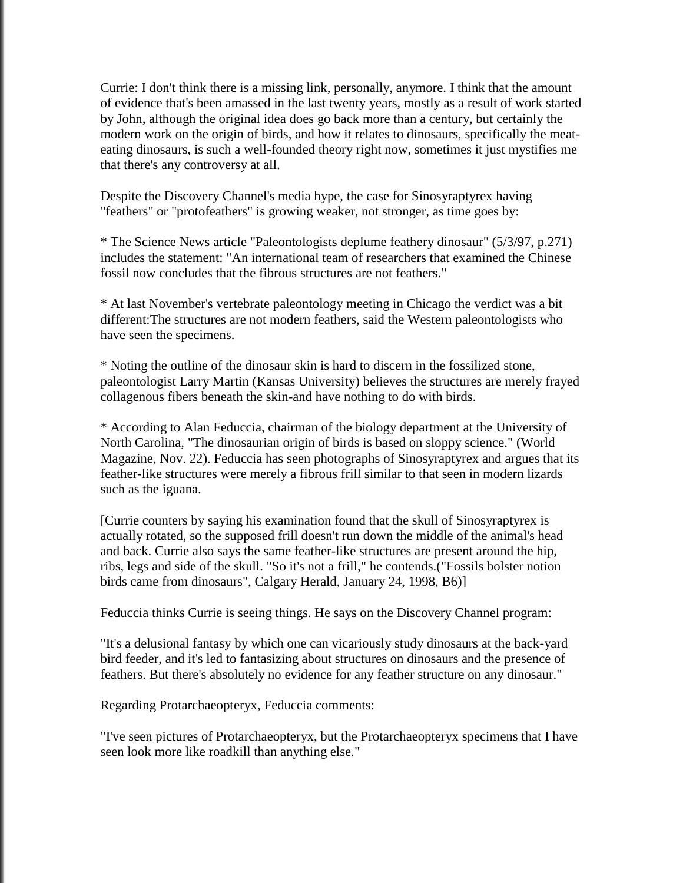Currie: I don't think there is a missing link, personally, anymore. I think that the amount of evidence that's been amassed in the last twenty years, mostly as a result of work started by John, although the original idea does go back more than a century, but certainly the modern work on the origin of birds, and how it relates to dinosaurs, specifically the meat-eating dinosaurs, is such a well-founded theory right now, sometimes it just mystifies me that there's any controversy at all.

Despite the Discovery Channel's media hype, the case for Sinosyraptyrex having "feathers" or "protofeathers" is growing weaker, not stronger, as time goes by:

* The Science News article "Paleontologists deplume feathery dinosaur" (5/3/97, p.271) includes the statement: "An international team of researchers that examined the Chinese fossil now concludes that the fibrous structures are not feathers."

* At last November's vertebrate paleontology meeting in Chicago the verdict was a bit different:The structures are not modern feathers, said the Western paleontologists who have seen the specimens.

* Noting the outline of the dinosaur skin is hard to discern in the fossilized stone, paleontologist Larry Martin (Kansas University) believes the structures are merely frayed collagenous fibers beneath the skin-and have nothing to do with birds.

* According to Alan Feduccia, chairman of the biology department at the University of North Carolina, "The dinosaurian origin of birds is based on sloppy science." (World Magazine, Nov. 22). Feduccia has seen photographs of Sinosyraptyrex and argues that its feather-like structures were merely a fibrous frill similar to that seen in modern lizards such as the iguana.

[Currie counters by saying his examination found that the skull of Sinosyraptyrex is actually rotated, so the supposed frill doesn't run down the middle of the animal's head and back. Currie also says the same feather-like structures are present around the hip, ribs, legs and side of the skull. "So it's not a frill," he contends.("Fossils bolster notion birds came from dinosaurs", Calgary Herald, January 24, 1998, B6)]

Feduccia thinks Currie is seeing things. He says on the Discovery Channel program:

"It's a delusional fantasy by which one can vicariously study dinosaurs at the back-yard bird feeder, and it's led to fantasizing about structures on dinosaurs and the presence of feathers. But there's absolutely no evidence for any feather structure on any dinosaur."

Regarding Protarchaeopteryx, Feduccia comments:

"I've seen pictures of Protarchaeopteryx, but the Protarchaeopteryx specimens that I have seen look more like roadkill than anything else."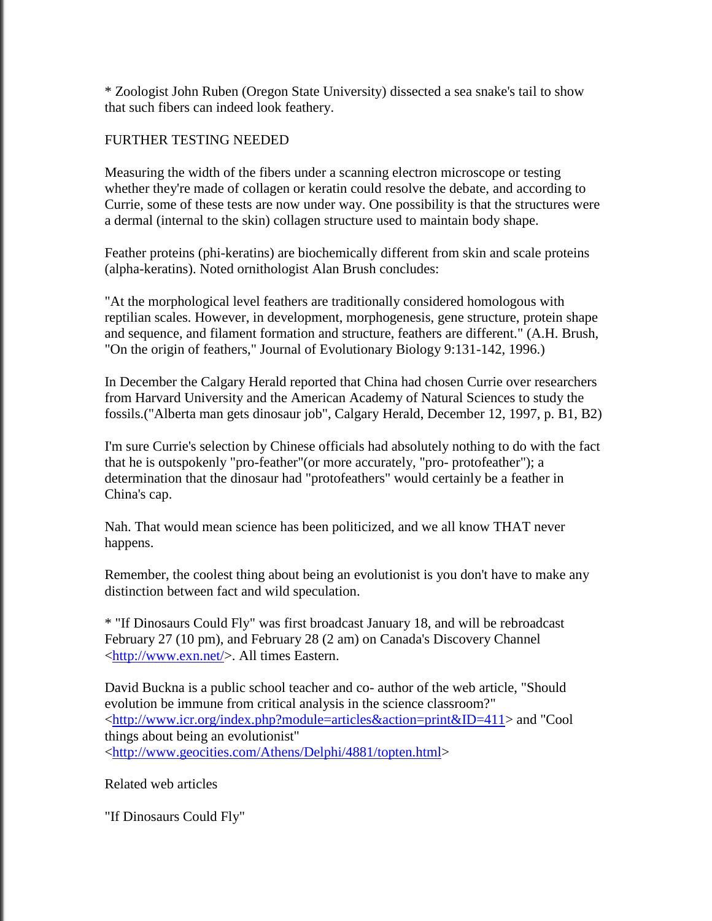* Zoologist John Ruben (Oregon State University) dissected a sea snake's tail to show that such fibers can indeed look feathery.

FURTHER TESTING NEEDED

Measuring the width of the fibers under a scanning electron microscope or testing whether they're made of collagen or keratin could resolve the debate, and according to Currie, some of these tests are now under way. One possibility is that the structures were a dermal (internal to the skin) collagen structure used to maintain body shape.

Feather proteins (phi-keratins) are biochemically different from skin and scale proteins (alpha-keratins). Noted ornithologist Alan Brush concludes:

"At the morphological level feathers are traditionally considered homologous with reptilian scales. However, in development, morphogenesis, gene structure, protein shape and sequence, and filament formation and structure, feathers are different." (A.H. Brush, "On the origin of feathers," Journal of Evolutionary Biology 9:131-142, 1996.)

In December the Calgary Herald reported that China had chosen Currie over researchers from Harvard University and the American Academy of Natural Sciences to study the fossils.("Alberta man gets dinosaur job", Calgary Herald, December 12, 1997, p. B1, B2)

I'm sure Currie's selection by Chinese officials had absolutely nothing to do with the fact that he is outspokenly "pro-feather"(or more accurately, "pro- protofeather"); a determination that the dinosaur had "protofeathers" would certainly be a feather in China's cap.

Nah. That would mean science has been politicized, and we all know THAT never happens.

Remember, the coolest thing about being an evolutionist is you don't have to make any distinction between fact and wild speculation.

* "If Dinosaurs Could Fly" was first broadcast January 18, and will be rebroadcast February 27 (10 pm), and February 28 (2 am) on Canada's Discovery Channel <http://www.exn.net/>. All times Eastern.

David Buckna is a public school teacher and co- author of the web article, "Should evolution be immune from critical analysis in the science classroom?" <http://www.icr.org/index.php?module=articles&action=print&ID=411> and "Cool things about being an evolutionist" <http://www.geocities.com/Athens/Delphi/4881/topten.html>

Related web articles

"If Dinosaurs Could Fly"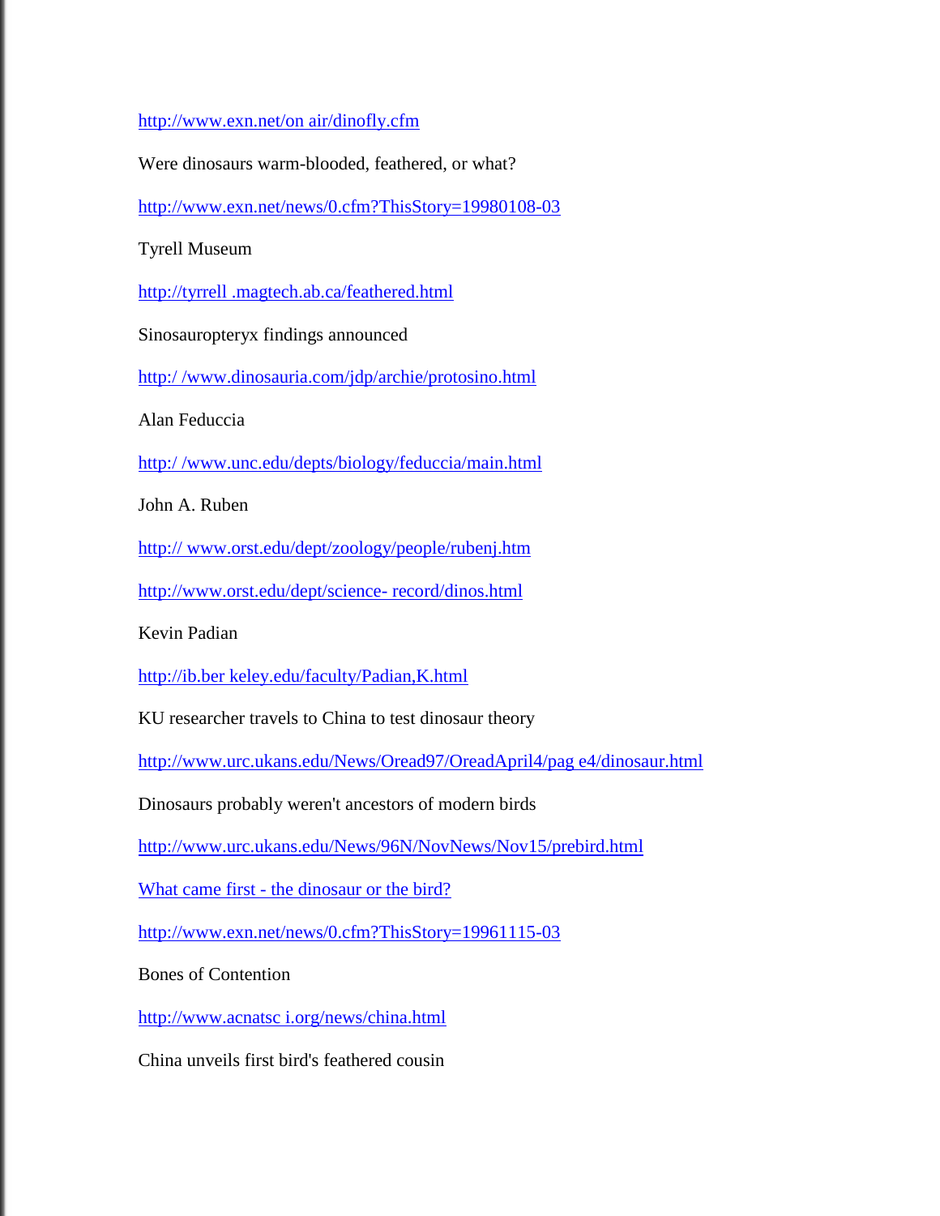http://www.exn.net/on air/dinofly.cfm

Were dinosaurs warm-blooded, feathered, or what?

http://www.exn.net/news/0.cfm?ThisStory=19980108-03

Tyrell Museum

http://tyrrell .magtech.ab.ca/feathered.html

Sinosauropteryx findings announced

http:/ /www.dinosauria.com/jdp/archie/protosino.html

Alan Feduccia

http:/ /www.unc.edu/depts/biology/feduccia/main.html

John A. Ruben

http:// www.orst.edu/dept/zoology/people/rubenj.htm

http://www.orst.edu/dept/science- record/dinos.html

Kevin Padian

http://ib.ber keley.edu/faculty/Padian,K.html

KU researcher travels to China to test dinosaur theory

http://www.urc.ukans.edu/News/Oread97/OreadApril4/pag e4/dinosaur.html

Dinosaurs probably weren't ancestors of modern birds

http://www.urc.ukans.edu/News/96N/NovNews/Nov15/prebird.html

What came first - the dinosaur or the bird?

http://www.exn.net/news/0.cfm?ThisStory=19961115-03

Bones of Contention

http://www.acnatsc i.org/news/china.html

China unveils first bird's feathered cousin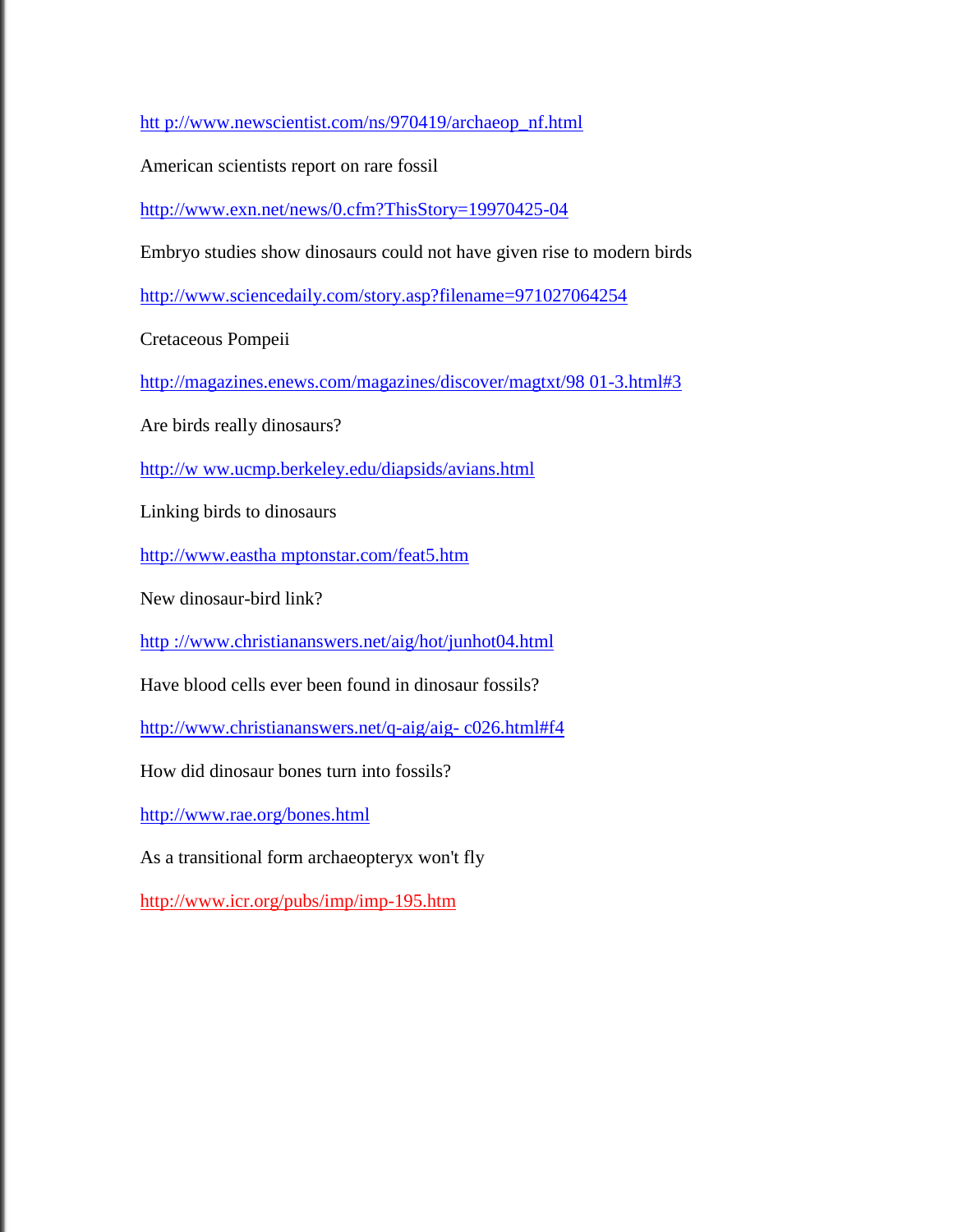htt p://www.newscientist.com/ns/970419/archaeop_nf.html

American scientists report on rare fossil

http://www.exn.net/news/0.cfm?ThisStory=19970425-04

Embryo studies show dinosaurs could not have given rise to modern birds

http://www.sciencedaily.com/story.asp?filename=971027064254

Cretaceous Pompeii

http://magazines.enews.com/magazines/discover/magtxt/98 01-3.html#3

Are birds really dinosaurs?

http://w ww.ucmp.berkeley.edu/diapsids/avians.html

Linking birds to dinosaurs

http://www.eastha mptonstar.com/feat5.htm

New dinosaur-bird link?

http ://www.christiananswers.net/aig/hot/junhot04.html

Have blood cells ever been found in dinosaur fossils?

http://www.christiananswers.net/q-aig/aig- c026.html#f4

How did dinosaur bones turn into fossils?

http://www.rae.org/bones.html

As a transitional form archaeopteryx won't fly

http://www.icr.org/pubs/imp/imp-195.htm